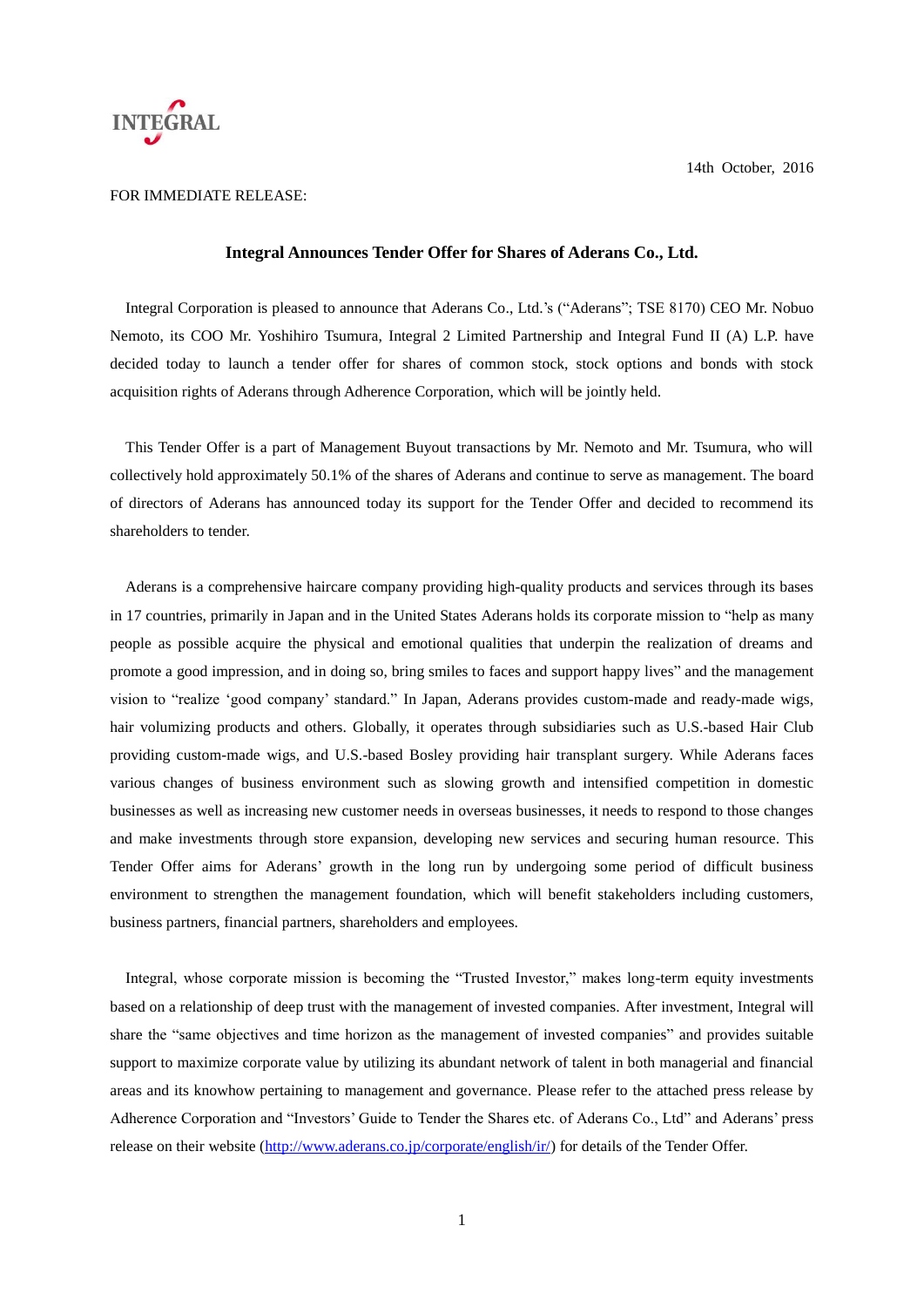INTEGRAL

14th October, 2016

FOR IMMEDIATE RELEASE:

**Integral Announces Tender Offer for Shares of Aderans Co., Ltd.**

Integral Corporation is pleased to announce that Aderans Co., Ltd.'s ("Aderans"; TSE 8170) CEO Mr. Nobuo Nemoto, its COO Mr. Yoshihiro Tsumura, Integral 2 Limited Partnership and Integral Fund II (A) L.P. have decided today to launch a tender offer for shares of common stock, stock options and bonds with stock acquisition rights of Aderans through Adherence Corporation, which will be jointly held.

This Tender Offer is a part of Management Buyout transactions by Mr. Nemoto and Mr. Tsumura, who will collectively hold approximately 50.1% of the shares of Aderans and continue to serve as management. The board of directors of Aderans has announced today its support for the Tender Offer and decided to recommend its shareholders to tender.

Aderans is a comprehensive haircare company providing high-quality products and services through its bases in 17 countries, primarily in Japan and in the United States Aderans holds its corporate mission to "help as many people as possible acquire the physical and emotional qualities that underpin the realization of dreams and promote a good impression, and in doing so, bring smiles to faces and support happy lives" and the management vision to "realize 'good company' standard." In Japan, Aderans provides custom-made and ready-made wigs, hair volumizing products and others. Globally, it operates through subsidiaries such as U.S.-based Hair Club providing custom-made wigs, and U.S.-based Bosley providing hair transplant surgery. While Aderans faces various changes of business environment such as slowing growth and intensified competition in domestic businesses as well as increasing new customer needs in overseas businesses, it needs to respond to those changes and make investments through store expansion, developing new services and securing human resource. This Tender Offer aims for Aderans' growth in the long run by undergoing some period of difficult business environment to strengthen the management foundation, which will benefit stakeholders including customers, business partners, financial partners, shareholders and employees.

Integral, whose corporate mission is becoming the "Trusted Investor," makes long-term equity investments based on a relationship of deep trust with the management of invested companies. After investment, Integral will share the "same objectives and time horizon as the management of invested companies" and provides suitable support to maximize corporate value by utilizing its abundant network of talent in both managerial and financial areas and its knowhow pertaining to management and governance. Please refer to the attached press release by Adherence Corporation and "Investors' Guide to Tender the Shares etc. of Aderans Co., Ltd" and Aderans' press release on their website (http://www.aderans.co.jp/corporate/english/ir/) for details of the Tender Offer.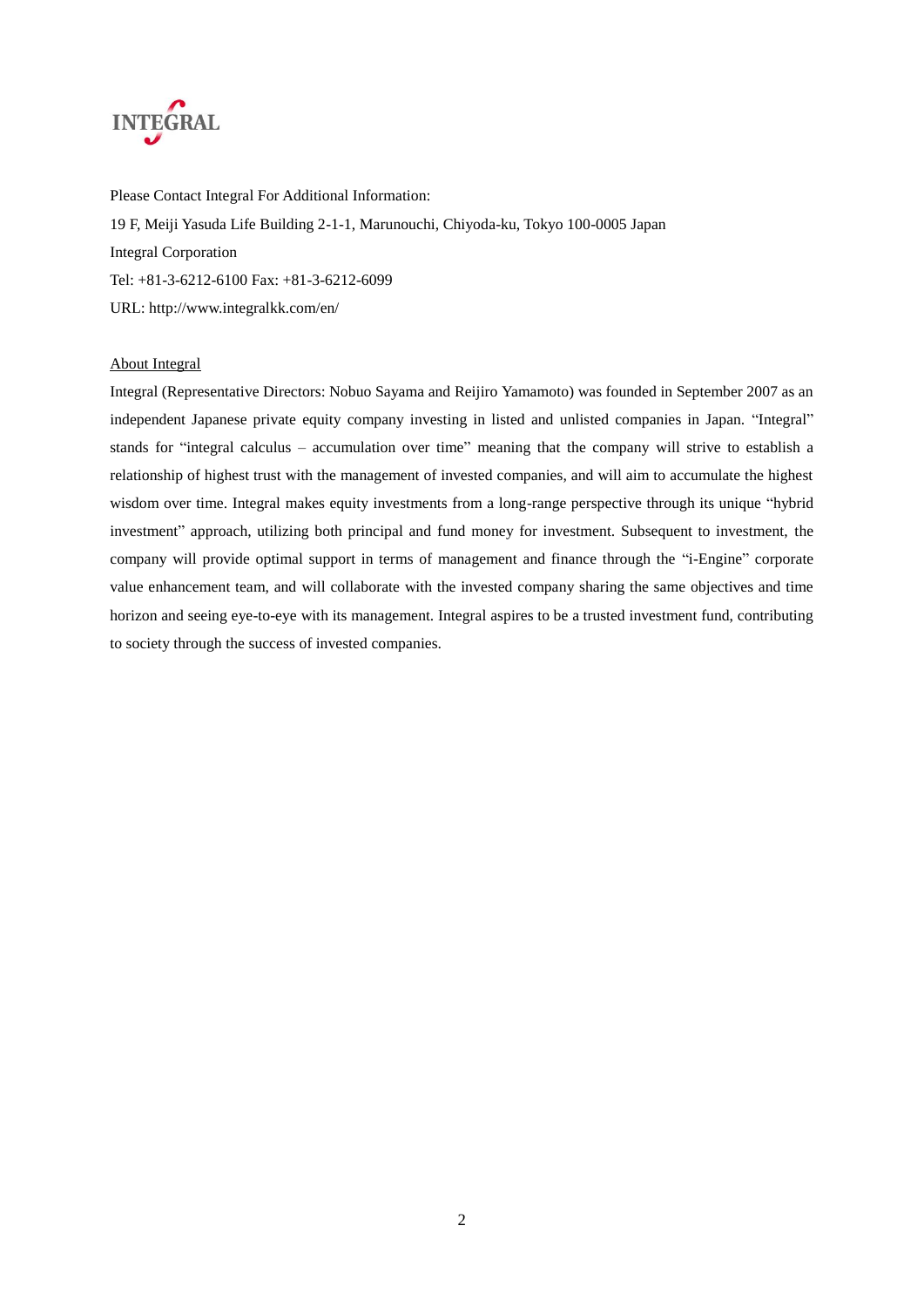INTEGRAL

Please Contact Integral For Additional Information:

19 F, Meiji Yasuda Life Building 2-1-1, Marunouchi, Chiyoda-ku, Tokyo 100-0005 Japan

Integral Corporation

Tel: +81-3-6212-6100 Fax: +81-3-6212-6099

URL: http://www.integralkk.com/en/

<u>About Integral</u>

Integral (Representative Directors: Nobuo Sayama and Reijiro Yamamoto) was founded in September 2007 as an independent Japanese private equity company investing in listed and unlisted companies in Japan. "Integral" stands for "integral calculus – accumulation over time" meaning that the company will strive to establish a relationship of highest trust with the management of invested companies, and will aim to accumulate the highest wisdom over time. Integral makes equity investments from a long-range perspective through its unique "hybrid investment" approach, utilizing both principal and fund money for investment. Subsequent to investment, the company will provide optimal support in terms of management and finance through the "i-Engine" corporate value enhancement team, and will collaborate with the invested company sharing the same objectives and time horizon and seeing eye-to-eye with its management. Integral aspires to be a trusted investment fund, contributing to society through the success of invested companies.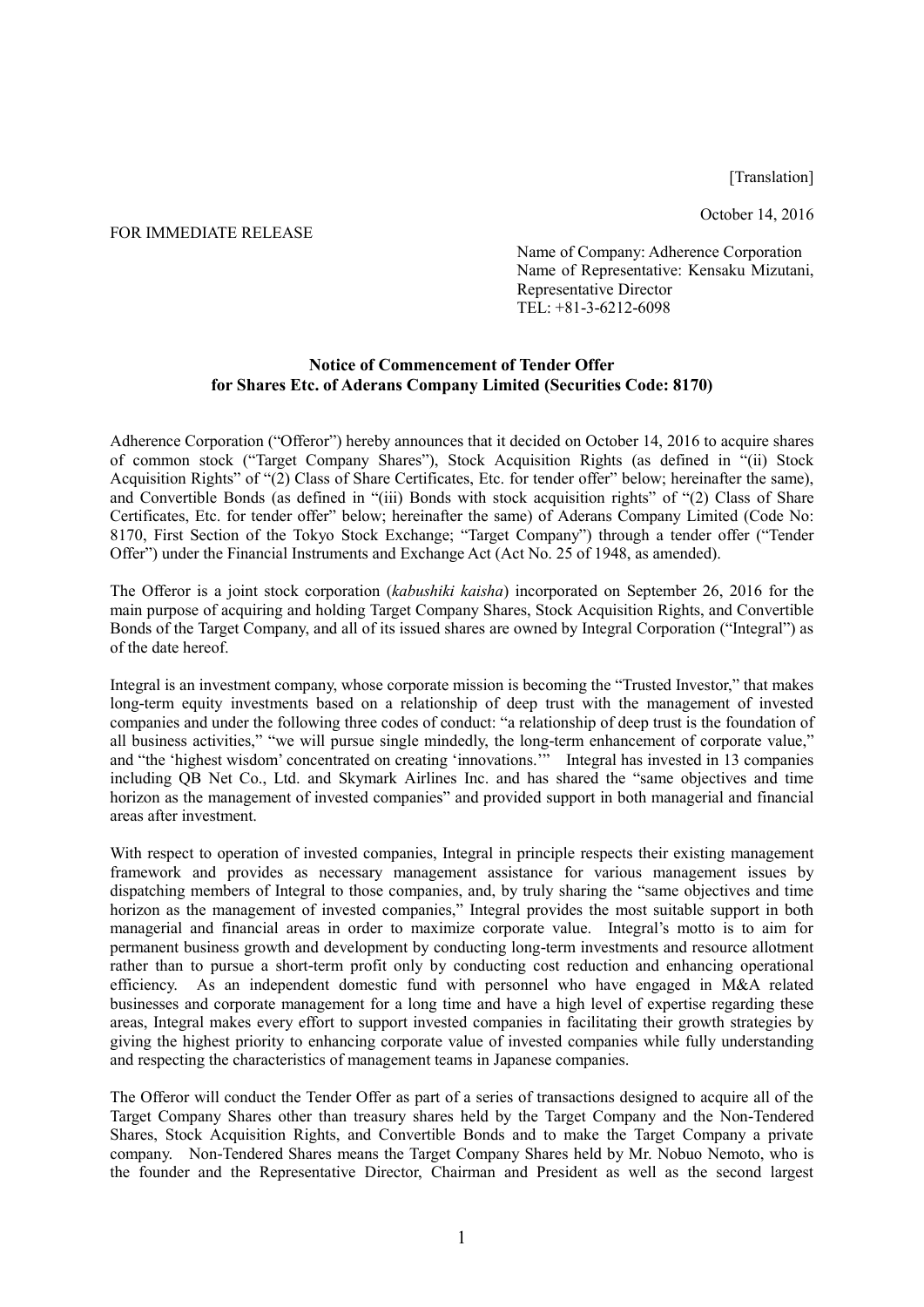[Translation]

October 14, 2016

FOR IMMEDIATE RELEASE

Name of Company: Adherence Corporation
Name of Representative: Kensaku Mizutani, Representative Director
TEL: +81-3-6212-6098

**Notice of Commencement of Tender Offer for Shares Etc. of Aderans Company Limited (Securities Code: 8170)**

Adherence Corporation ("Offeror") hereby announces that it decided on October 14, 2016 to acquire shares of common stock ("Target Company Shares"), Stock Acquisition Rights (as defined in "(ii) Stock Acquisition Rights" of "(2) Class of Share Certificates, Etc. for tender offer" below; hereinafter the same), and Convertible Bonds (as defined in "(iii) Bonds with stock acquisition rights" of "(2) Class of Share Certificates, Etc. for tender offer" below; hereinafter the same) of Aderans Company Limited (Code No: 8170, First Section of the Tokyo Stock Exchange; "Target Company") through a tender offer ("Tender Offer") under the Financial Instruments and Exchange Act (Act No. 25 of 1948, as amended).

The Offeror is a joint stock corporation (*kabushiki kaisha*) incorporated on September 26, 2016 for the main purpose of acquiring and holding Target Company Shares, Stock Acquisition Rights, and Convertible Bonds of the Target Company, and all of its issued shares are owned by Integral Corporation ("Integral") as of the date hereof.

Integral is an investment company, whose corporate mission is becoming the "Trusted Investor," that makes long-term equity investments based on a relationship of deep trust with the management of invested companies and under the following three codes of conduct: "a relationship of deep trust is the foundation of all business activities," "we will pursue single mindedly, the long-term enhancement of corporate value," and "the 'highest wisdom' concentrated on creating 'innovations.'" Integral has invested in 13 companies including QB Net Co., Ltd. and Skymark Airlines Inc. and has shared the "same objectives and time horizon as the management of invested companies" and provided support in both managerial and financial areas after investment.

With respect to operation of invested companies, Integral in principle respects their existing management framework and provides as necessary management assistance for various management issues by dispatching members of Integral to those companies, and, by truly sharing the "same objectives and time horizon as the management of invested companies," Integral provides the most suitable support in both managerial and financial areas in order to maximize corporate value. Integral's motto is to aim for permanent business growth and development by conducting long-term investments and resource allotment rather than to pursue a short-term profit only by conducting cost reduction and enhancing operational efficiency. As an independent domestic fund with personnel who have engaged in M&A related businesses and corporate management for a long time and have a high level of expertise regarding these areas, Integral makes every effort to support invested companies in facilitating their growth strategies by giving the highest priority to enhancing corporate value of invested companies while fully understanding and respecting the characteristics of management teams in Japanese companies.

The Offeror will conduct the Tender Offer as part of a series of transactions designed to acquire all of the Target Company Shares other than treasury shares held by the Target Company and the Non-Tendered Shares, Stock Acquisition Rights, and Convertible Bonds and to make the Target Company a private company. Non-Tendered Shares means the Target Company Shares held by Mr. Nobuo Nemoto, who is the founder and the Representative Director, Chairman and President as well as the second largest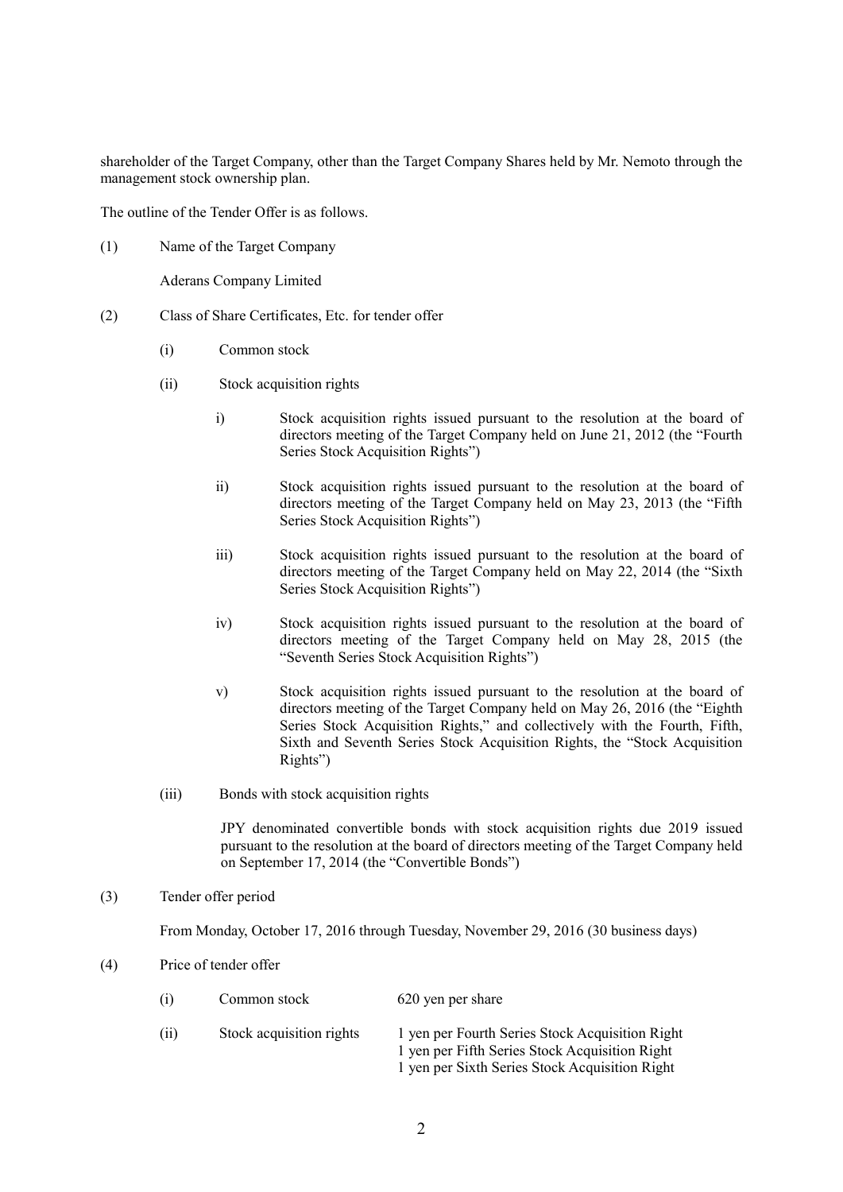shareholder of the Target Company, other than the Target Company Shares held by Mr. Nemoto through the management stock ownership plan.

The outline of the Tender Offer is as follows.

(1) Name of the Target Company

Aderans Company Limited

(2) Class of Share Certificates, Etc. for tender offer

(i) Common stock

(ii) Stock acquisition rights

i) Stock acquisition rights issued pursuant to the resolution at the board of directors meeting of the Target Company held on June 21, 2012 (the "Fourth Series Stock Acquisition Rights")

ii) Stock acquisition rights issued pursuant to the resolution at the board of directors meeting of the Target Company held on May 23, 2013 (the "Fifth Series Stock Acquisition Rights")

iii) Stock acquisition rights issued pursuant to the resolution at the board of directors meeting of the Target Company held on May 22, 2014 (the "Sixth Series Stock Acquisition Rights")

iv) Stock acquisition rights issued pursuant to the resolution at the board of directors meeting of the Target Company held on May 28, 2015 (the "Seventh Series Stock Acquisition Rights")

v) Stock acquisition rights issued pursuant to the resolution at the board of directors meeting of the Target Company held on May 26, 2016 (the "Eighth Series Stock Acquisition Rights," and collectively with the Fourth, Fifth, Sixth and Seventh Series Stock Acquisition Rights, the "Stock Acquisition Rights")

(iii) Bonds with stock acquisition rights

JPY denominated convertible bonds with stock acquisition rights due 2019 issued pursuant to the resolution at the board of directors meeting of the Target Company held on September 17, 2014 (the "Convertible Bonds")

(3) Tender offer period

From Monday, October 17, 2016 through Tuesday, November 29, 2016 (30 business days)

(4) Price of tender offer

(i) Common stock 620 yen per share

(ii) Stock acquisition rights 1 yen per Fourth Series Stock Acquisition Right
1 yen per Fifth Series Stock Acquisition Right
1 yen per Sixth Series Stock Acquisition Right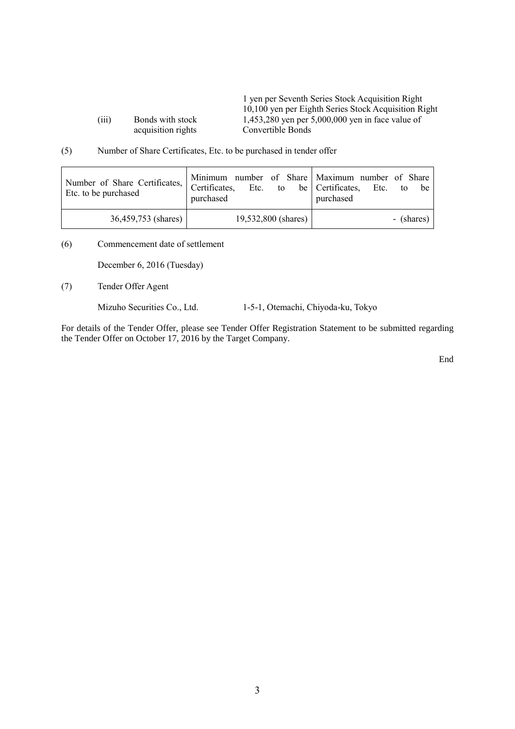1 yen per Seventh Series Stock Acquisition Right
10,100 yen per Eighth Series Stock Acquisition Right

(iii) Bonds with stock acquisition rights — 1,453,280 yen per 5,000,000 yen in face value of Convertible Bonds

(5) Number of Share Certificates, Etc. to be purchased in tender offer

| Number of Share Certificates, Etc. to be purchased | Minimum number of Share Certificates, Etc. to be purchased | Maximum number of Share Certificates, Etc. to be purchased |
|---|---|---|
| 36,459,753 (shares) | 19,532,800 (shares) | - (shares) |

(6) Commencement date of settlement

December 6, 2016 (Tuesday)

(7) Tender Offer Agent

Mizuho Securities Co., Ltd. 1-5-1, Otemachi, Chiyoda-ku, Tokyo

For details of the Tender Offer, please see Tender Offer Registration Statement to be submitted regarding the Tender Offer on October 17, 2016 by the Target Company.

End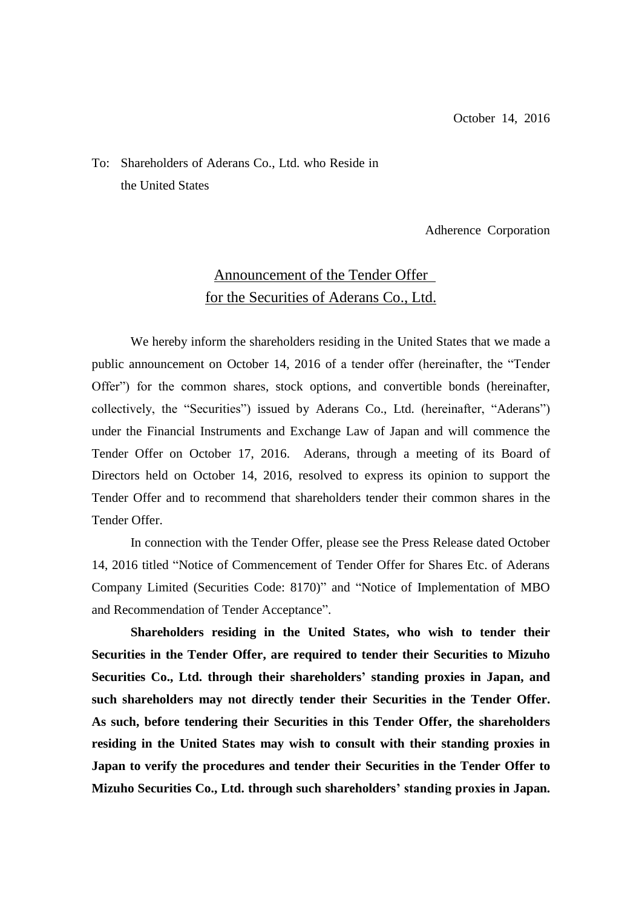October 14, 2016

To: Shareholders of Aderans Co., Ltd. who Reside in the United States

Adherence Corporation

## Announcement of the Tender Offer for the Securities of Aderans Co., Ltd.

We hereby inform the shareholders residing in the United States that we made a public announcement on October 14, 2016 of a tender offer (hereinafter, the “Tender Offer”) for the common shares, stock options, and convertible bonds (hereinafter, collectively, the “Securities”) issued by Aderans Co., Ltd. (hereinafter, “Aderans”) under the Financial Instruments and Exchange Law of Japan and will commence the Tender Offer on October 17, 2016. Aderans, through a meeting of its Board of Directors held on October 14, 2016, resolved to express its opinion to support the Tender Offer and to recommend that shareholders tender their common shares in the Tender Offer.

In connection with the Tender Offer, please see the Press Release dated October 14, 2016 titled “Notice of Commencement of Tender Offer for Shares Etc. of Aderans Company Limited (Securities Code: 8170)” and “Notice of Implementation of MBO and Recommendation of Tender Acceptance”.

**Shareholders residing in the United States, who wish to tender their Securities in the Tender Offer, are required to tender their Securities to Mizuho Securities Co., Ltd. through their shareholders’ standing proxies in Japan, and such shareholders may not directly tender their Securities in the Tender Offer. As such, before tendering their Securities in this Tender Offer, the shareholders residing in the United States may wish to consult with their standing proxies in Japan to verify the procedures and tender their Securities in the Tender Offer to Mizuho Securities Co., Ltd. through such shareholders’ standing proxies in Japan.**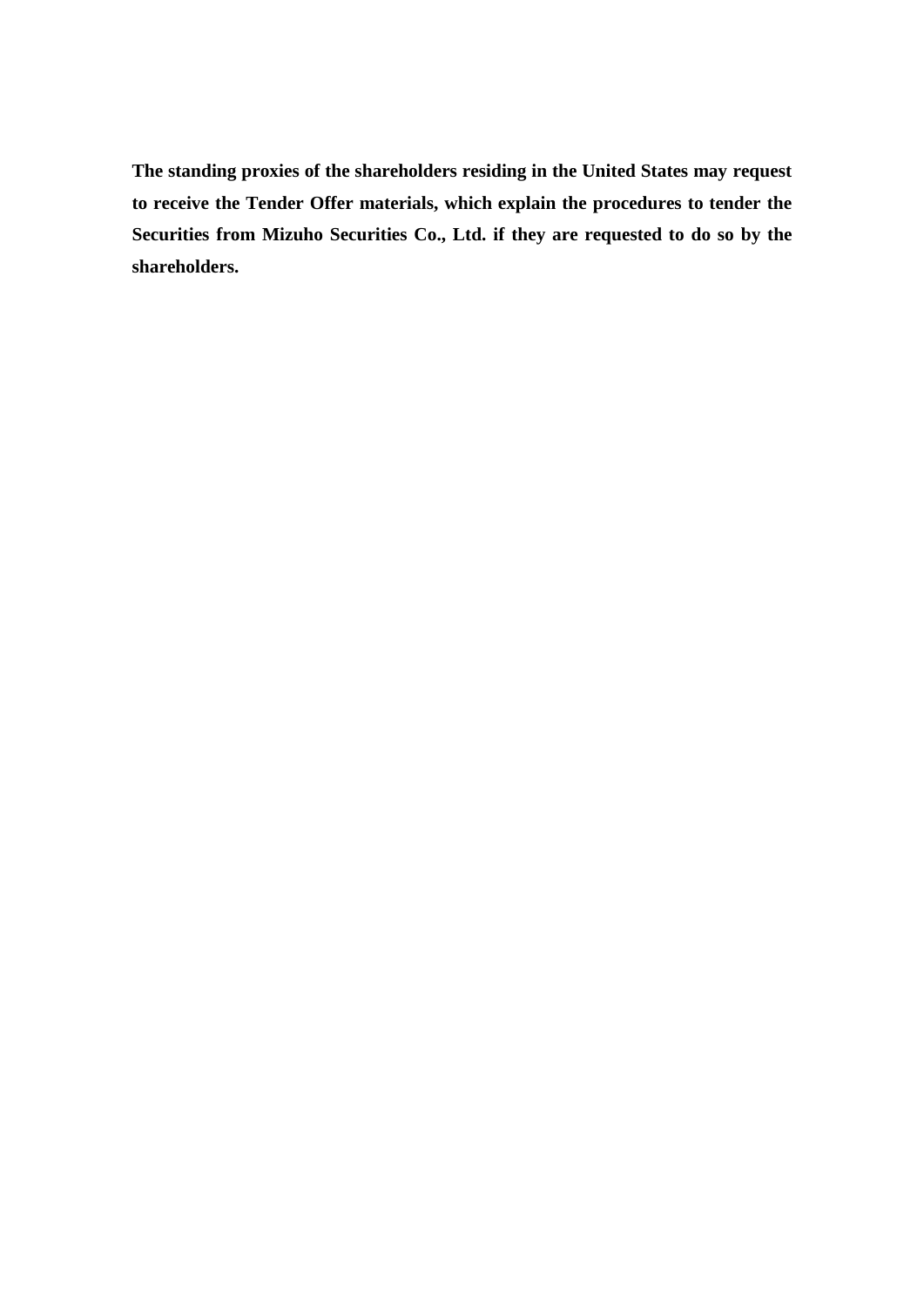**The standing proxies of the shareholders residing in the United States may request to receive the Tender Offer materials, which explain the procedures to tender the Securities from Mizuho Securities Co., Ltd. if they are requested to do so by the shareholders.**